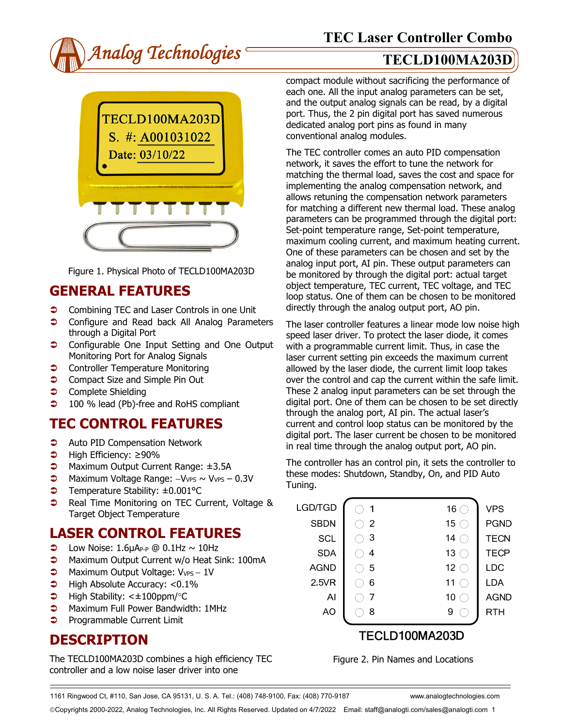# TEC Laser Controller Combo

## TECLD100MA203D

Figure 1. Physical Photo of TECLD100MA203D

## GENERAL FEATURES

- Combining TEC and Laser Controls in one Unit
- Configure and Read back All Analog Parameters through a Digital Port
- Configurable One Input Setting and One Output Monitoring Port for Analog Signals
- Controller Temperature Monitoring
- Compact Size and Simple Pin Out
- Complete Shielding
- 100 % lead (Pb)-free and RoHS compliant

## TEC CONTROL FEATURES

- Auto PID Compensation Network
- High Efficiency: ≥90%
- Maximum Output Current Range: ±3.5A
- Maximum Voltage Range: $-V_{VPS}$ ~ $V_{VPS}$ – 0.3V
- Temperature Stability: ±0.001°C
- Real Time Monitoring on TEC Current, Voltage & Target Object Temperature

## LASER CONTROL FEATURES

- Low Noise: 1.6µ$A_{P-P}$ @ 0.1Hz ~ 10Hz
- Maximum Output Current w/o Heat Sink: 100mA
- Maximum Output Voltage: $V_{VPS}$ – 1V
- High Absolute Accuracy: <0.1%
- High Stability: <±100ppm/°C
- Maximum Full Power Bandwidth: 1MHz
- Programmable Current Limit

## DESCRIPTION

The TECLD100MA203D combines a high efficiency TEC controller and a low noise laser driver into one compact module without sacrificing the performance of each one. All the input analog parameters can be set, and the output analog signals can be read, by a digital port. Thus, the 2 pin digital port has saved numerous dedicated analog port pins as found in many conventional analog modules.

The TEC controller comes an auto PID compensation network, it saves the effort to tune the network for matching the thermal load, saves the cost and space for implementing the analog compensation network, and allows retuning the compensation network parameters for matching a different new thermal load. These analog parameters can be programmed through the digital port: Set-point temperature range, Set-point temperature, maximum cooling current, and maximum heating current. One of these parameters can be chosen and set by the analog input port, AI pin. These output parameters can be monitored by through the digital port: actual target object temperature, TEC current, TEC voltage, and TEC loop status. One of them can be chosen to be monitored directly through the analog output port, AO pin.

The laser controller features a linear mode low noise high speed laser driver. To protect the laser diode, it comes with a programmable current limit. Thus, in case the laser current setting pin exceeds the maximum current allowed by the laser diode, the current limit loop takes over the control and cap the current within the safe limit. These 2 analog input parameters can be set through the digital port. One of them can be chosen to be set directly through the analog port, AI pin. The actual laser's current and control loop status can be monitored by the digital port. The laser current be chosen to be monitored in real time through the analog output port, AO pin.

The controller has an control pin, it sets the controller to these modes: Shutdown, Standby, On, and PID Auto Tuning.

| Name | Pin | Pin | Name |
|---|---|---|---|
| LGD/TGD | 1 | 16 | VPS |
| SBDN | 2 | 15 | PGND |
| SCL | 3 | 14 | TECN |
| SDA | 4 | 13 | TECP |
| AGND | 5 | 12 | LDC |
| 2.5VR | 6 | 11 | LDA |
| AI | 7 | 10 | AGND |
| AO | 8 | 9 | RTH |

TECLD100MA203D

Figure 2. Pin Names and Locations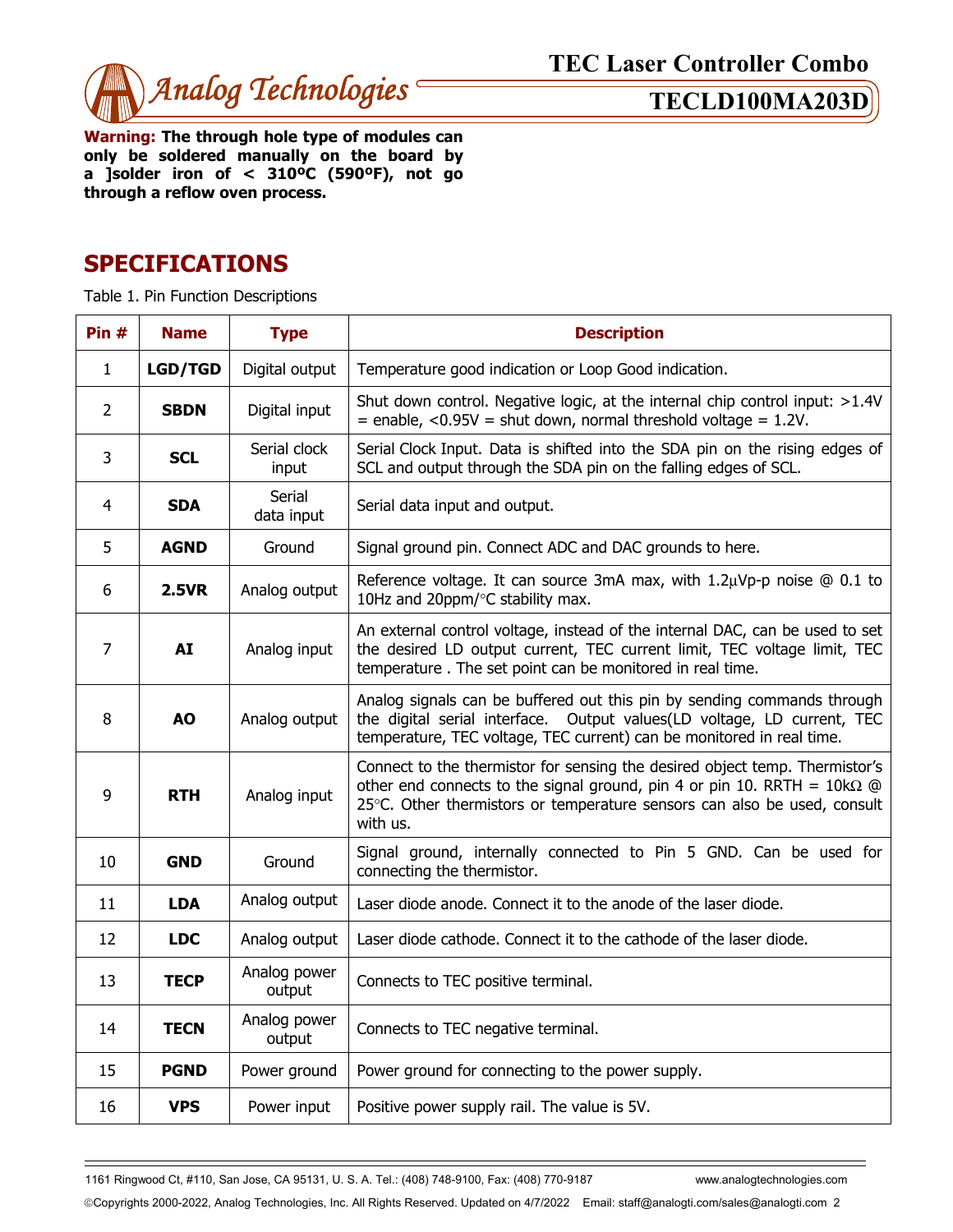**Warning: The through hole type of modules can only be soldered manually on the board by a ]solder iron of < 310ºC (590ºF), not go through a reflow oven process.**

## SPECIFICATIONS

Table 1. Pin Function Descriptions

| Pin # | Name | Type | Description |
|---|---|---|---|
| 1 | **LGD/TGD** | Digital output | Temperature good indication or Loop Good indication. |
| 2 | **SBDN** | Digital input | Shut down control. Negative logic, at the internal chip control input: >1.4V = enable, <0.95V = shut down, normal threshold voltage = 1.2V. |
| 3 | **SCL** | Serial clock input | Serial Clock Input. Data is shifted into the SDA pin on the rising edges of SCL and output through the SDA pin on the falling edges of SCL. |
| 4 | **SDA** | Serial data input | Serial data input and output. |
| 5 | **AGND** | Ground | Signal ground pin. Connect ADC and DAC grounds to here. |
| 6 | **2.5VR** | Analog output | Reference voltage. It can source 3mA max, with 1.2μVp-p noise @ 0.1 to 10Hz and 20ppm/°C stability max. |
| 7 | **AI** | Analog input | An external control voltage, instead of the internal DAC, can be used to set the desired LD output current, TEC current limit, TEC voltage limit, TEC temperature . The set point can be monitored in real time. |
| 8 | **AO** | Analog output | Analog signals can be buffered out this pin by sending commands through the digital serial interface. Output values(LD voltage, LD current, TEC temperature, TEC voltage, TEC current) can be monitored in real time. |
| 9 | **RTH** | Analog input | Connect to the thermistor for sensing the desired object temp. Thermistor's other end connects to the signal ground, pin 4 or pin 10. RRTH = 10kΩ @ 25°C. Other thermistors or temperature sensors can also be used, consult with us. |
| 10 | **GND** | Ground | Signal ground, internally connected to Pin 5 GND. Can be used for connecting the thermistor. |
| 11 | **LDA** | Analog output | Laser diode anode. Connect it to the anode of the laser diode. |
| 12 | **LDC** | Analog output | Laser diode cathode. Connect it to the cathode of the laser diode. |
| 13 | **TECP** | Analog power output | Connects to TEC positive terminal. |
| 14 | **TECN** | Analog power output | Connects to TEC negative terminal. |
| 15 | **PGND** | Power ground | Power ground for connecting to the power supply. |
| 16 | **VPS** | Power input | Positive power supply rail. The value is 5V. |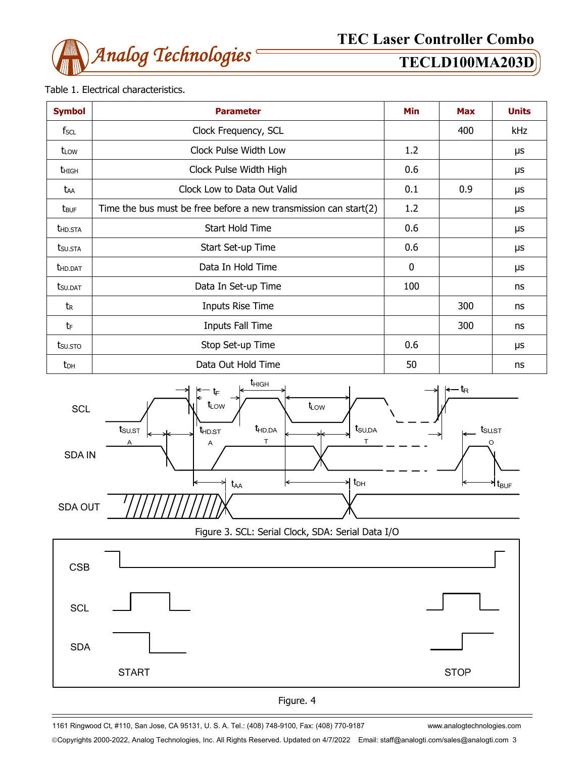Table 1. Electrical characteristics.

| Symbol | Parameter | Min | Max | Units |
|---|---|---|---|---|
| $f_{SCL}$ | Clock Frequency, SCL | | 400 | kHz |
| $t_{LOW}$ | Clock Pulse Width Low | 1.2 | | µs |
| $t_{HIGH}$ | Clock Pulse Width High | 0.6 | | µs |
| $t_{AA}$ | Clock Low to Data Out Valid | 0.1 | 0.9 | µs |
| $t_{BUF}$ | Time the bus must be free before a new transmission can start(2) | 1.2 | | µs |
| $t_{HD.STA}$ | Start Hold Time | 0.6 | | µs |
| $t_{SU.STA}$ | Start Set-up Time | 0.6 | | µs |
| $t_{HD.DAT}$ | Data In Hold Time | 0 | | µs |
| $t_{SU.DAT}$ | Data In Set-up Time | 100 | | ns |
| $t_R$ | Inputs Rise Time | | 300 | ns |
| $t_F$ | Inputs Fall Time | | 300 | ns |
| $t_{SU.STO}$ | Stop Set-up Time | 0.6 | | µs |
| $t_{DH}$ | Data Out Hold Time | 50 | | ns |

Figure 3. SCL: Serial Clock, SDA: Serial Data I/O

Figure. 4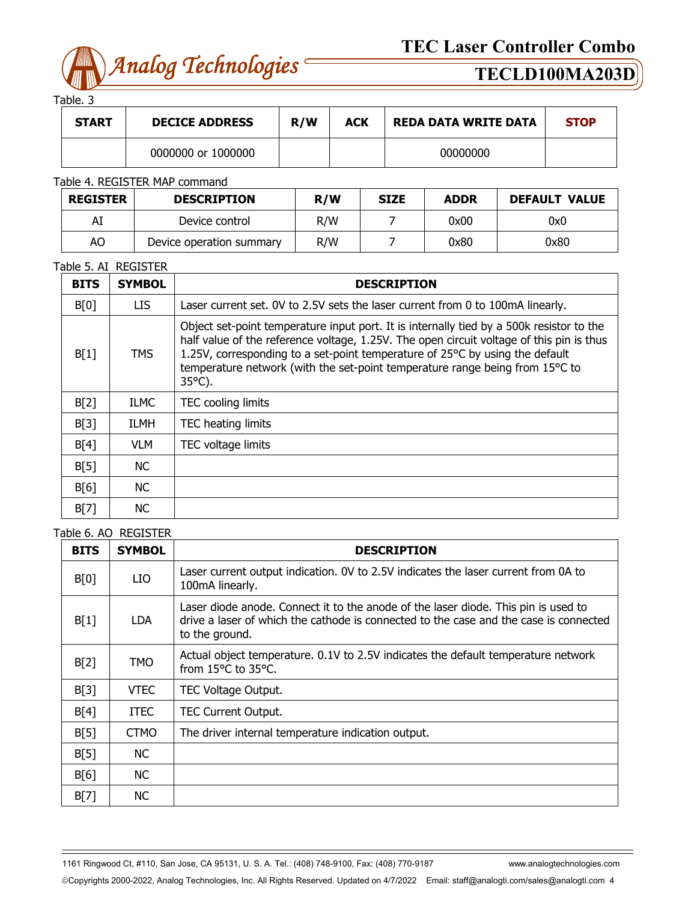Table. 3

| START | DECICE ADDRESS | R/W | ACK | REDA DATA WRITE DATA | STOP |
|---|---|---|---|---|---|
| | 0000000 or 1000000 | | | 00000000 | |

Table 4. REGISTER MAP command

| REGISTER | DESCRIPTION | R/W | SIZE | ADDR | DEFAULT VALUE |
|---|---|---|---|---|---|
| AI | Device control | R/W | 7 | 0x00 | 0x0 |
| AO | Device operation summary | R/W | 7 | 0x80 | 0x80 |

Table 5. AI REGISTER

| BITS | SYMBOL | DESCRIPTION |
|---|---|---|
| B[0] | LIS | Laser current set. 0V to 2.5V sets the laser current from 0 to 100mA linearly. |
| B[1] | TMS | Object set-point temperature input port. It is internally tied by a 500k resistor to the half value of the reference voltage, 1.25V. The open circuit voltage of this pin is thus 1.25V, corresponding to a set-point temperature of 25°C by using the default temperature network (with the set-point temperature range being from 15°C to 35°C). |
| B[2] | ILMC | TEC cooling limits |
| B[3] | ILMH | TEC heating limits |
| B[4] | VLM | TEC voltage limits |
| B[5] | NC | |
| B[6] | NC | |
| B[7] | NC | |

Table 6. AO REGISTER

| BITS | SYMBOL | DESCRIPTION |
|---|---|---|
| B[0] | LIO | Laser current output indication. 0V to 2.5V indicates the laser current from 0A to 100mA linearly. |
| B[1] | LDA | Laser diode anode. Connect it to the anode of the laser diode. This pin is used to drive a laser of which the cathode is connected to the case and the case is connected to the ground. |
| B[2] | TMO | Actual object temperature. 0.1V to 2.5V indicates the default temperature network from 15°C to 35°C. |
| B[3] | VTEC | TEC Voltage Output. |
| B[4] | ITEC | TEC Current Output. |
| B[5] | CTMO | The driver internal temperature indication output. |
| B[5] | NC | |
| B[6] | NC | |
| B[7] | NC | |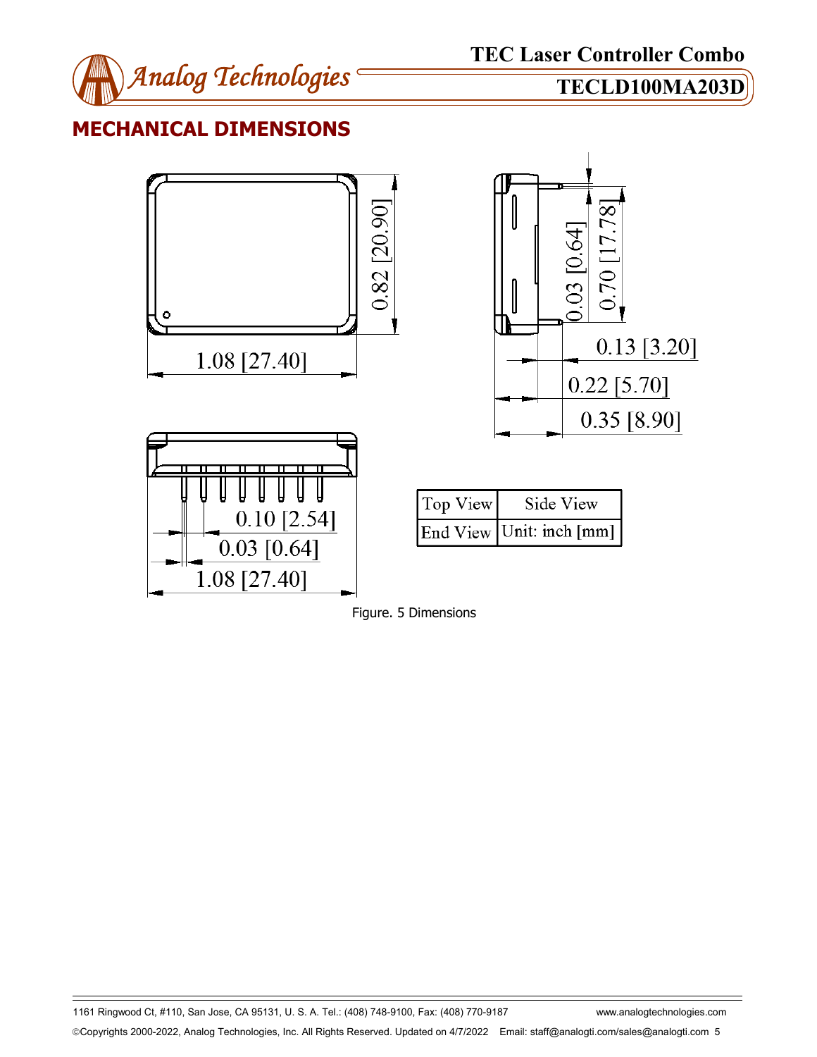## MECHANICAL DIMENSIONS

1.08 [27.40]

0.82 [20.90]

0.03 [0.64]

0.70 [17.78]

0.13 [3.20]

0.22 [5.70]

0.35 [8.90]

0.10 [2.54]

0.03 [0.64]

1.08 [27.40]

| Top View | Side View |
|---|---|
| End View | Unit: inch [mm] |

Figure. 5 Dimensions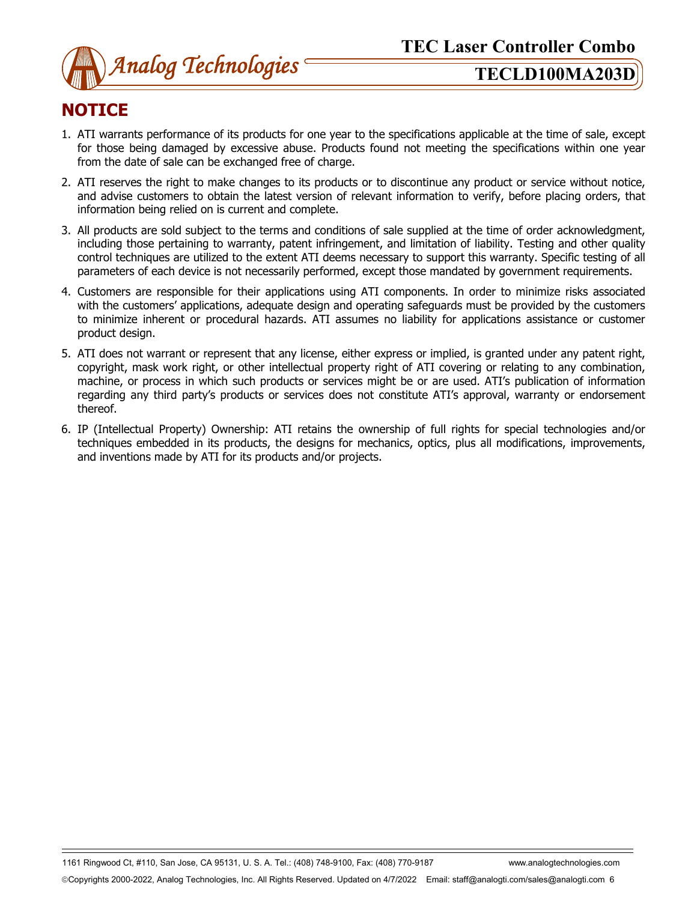# NOTICE

1. ATI warrants performance of its products for one year to the specifications applicable at the time of sale, except for those being damaged by excessive abuse. Products found not meeting the specifications within one year from the date of sale can be exchanged free of charge.

2. ATI reserves the right to make changes to its products or to discontinue any product or service without notice, and advise customers to obtain the latest version of relevant information to verify, before placing orders, that information being relied on is current and complete.

3. All products are sold subject to the terms and conditions of sale supplied at the time of order acknowledgment, including those pertaining to warranty, patent infringement, and limitation of liability. Testing and other quality control techniques are utilized to the extent ATI deems necessary to support this warranty. Specific testing of all parameters of each device is not necessarily performed, except those mandated by government requirements.

4. Customers are responsible for their applications using ATI components. In order to minimize risks associated with the customers' applications, adequate design and operating safeguards must be provided by the customers to minimize inherent or procedural hazards. ATI assumes no liability for applications assistance or customer product design.

5. ATI does not warrant or represent that any license, either express or implied, is granted under any patent right, copyright, mask work right, or other intellectual property right of ATI covering or relating to any combination, machine, or process in which such products or services might be or are used. ATI's publication of information regarding any third party's products or services does not constitute ATI's approval, warranty or endorsement thereof.

6. IP (Intellectual Property) Ownership: ATI retains the ownership of full rights for special technologies and/or techniques embedded in its products, the designs for mechanics, optics, plus all modifications, improvements, and inventions made by ATI for its products and/or projects.